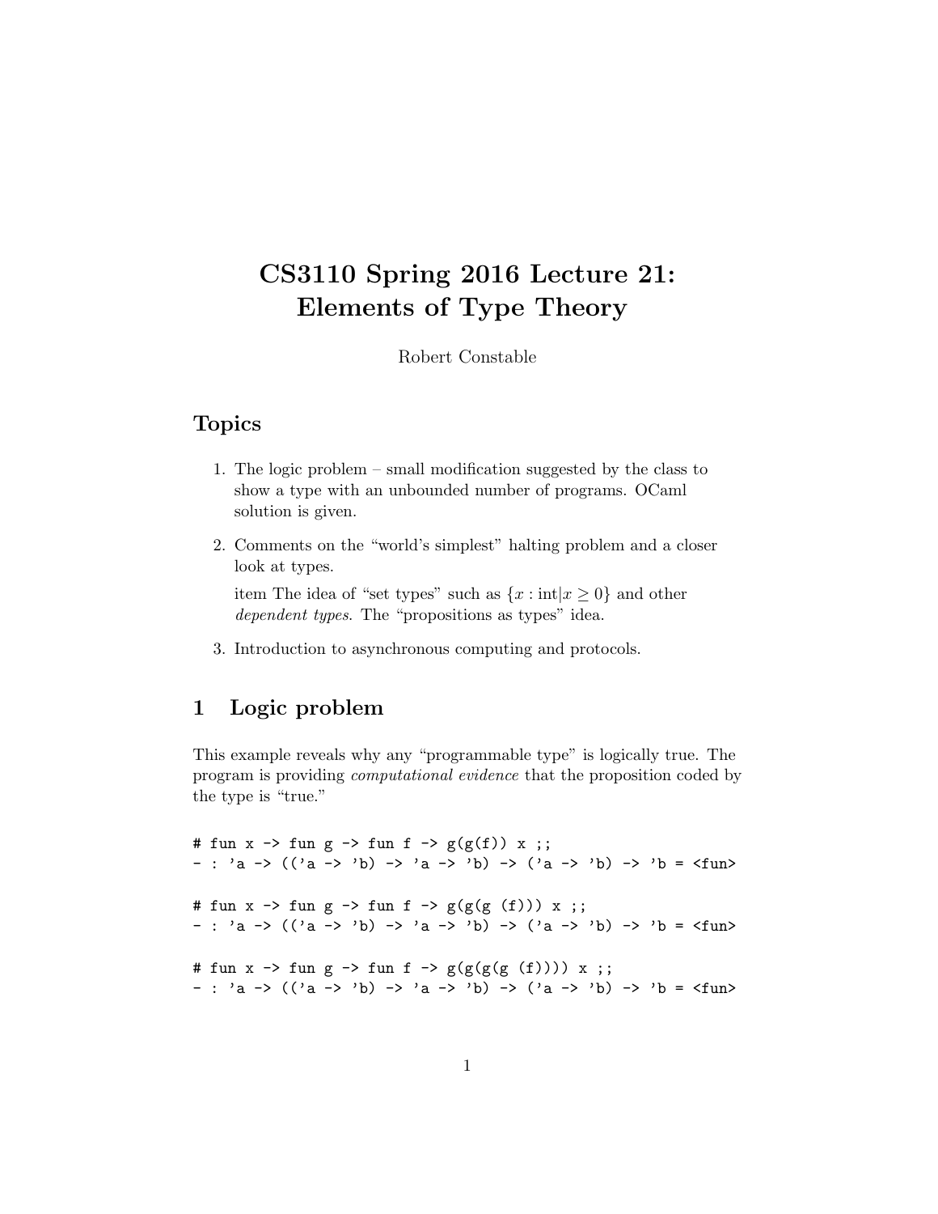# CS3110 Spring 2016 Lecture 21: Elements of Type Theory

Robert Constable

## Topics

1. The logic problem – small modification suggested by the class to show a type with an unbounded number of programs. OCaml solution is given.
2. Comments on the "world's simplest" halting problem and a closer look at types.

   item The idea of "set types" such as $\{x : \text{int} | x \geq 0\}$ and other *dependent types*. The "propositions as types" idea.
3. Introduction to asynchronous computing and protocols.

## 1 Logic problem

This example reveals why any "programmable type" is logically true. The program is providing *computational evidence* that the proposition coded by the type is "true."

```
# fun x -> fun g -> fun f -> g(g(f)) x ;;
- : 'a -> (('a -> 'b) -> 'a -> 'b) -> ('a -> 'b) -> 'b = <fun>

# fun x -> fun g -> fun f -> g(g(g (f))) x ;;
- : 'a -> (('a -> 'b) -> 'a -> 'b) -> ('a -> 'b) -> 'b = <fun>

# fun x -> fun g -> fun f -> g(g(g(g (f)))) x ;;
- : 'a -> (('a -> 'b) -> 'a -> 'b) -> ('a -> 'b) -> 'b = <fun>
```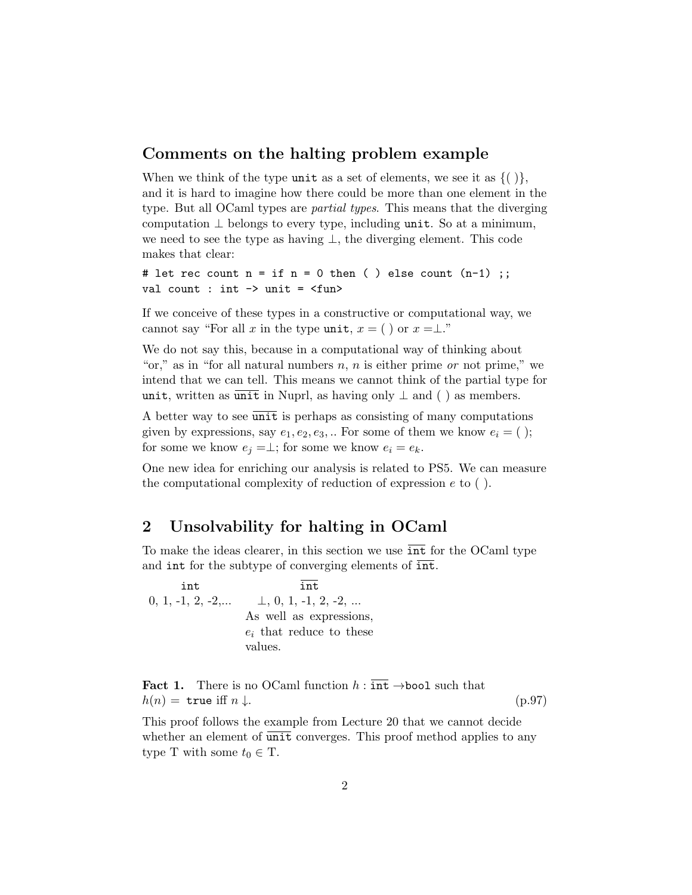## Comments on the halting problem example

When we think of the type `unit` as a set of elements, we see it as $\{(\ )\}$, and it is hard to imagine how there could be more than one element in the type. But all OCaml types are *partial types*. This means that the diverging computation $\bot$ belongs to every type, including `unit`. So at a minimum, we need to see the type as having $\bot$, the diverging element. This code makes that clear:

```
# let rec count n = if n = 0 then ( ) else count (n-1) ;;
val count : int -> unit = <fun>
```

If we conceive of these types in a constructive or computational way, we cannot say "For all $x$ in the type `unit`, $x = (\ )$ or $x = \bot$."

We do not say this, because in a computational way of thinking about "or," as in "for all natural numbers $n$, $n$ is either prime *or* not prime," we intend that we can tell. This means we cannot think of the partial type for `unit`, written as $\overline{\texttt{unit}}$ in Nuprl, as having only $\bot$ and $(\ )$ as members.

A better way to see $\overline{\texttt{unit}}$ is perhaps as consisting of many computations given by expressions, say $e_1, e_2, e_3, ..$ For some of them we know $e_i = (\ )$; for some we know $e_j = \bot$; for some we know $e_i = e_k$.

One new idea for enriching our analysis is related to PS5. We can measure the computational complexity of reduction of expression $e$ to $(\ )$.

## 2 Unsolvability for halting in OCaml

To make the ideas clearer, in this section we use $\overline{\texttt{int}}$ for the OCaml type and `int` for the subtype of converging elements of $\overline{\texttt{int}}$.

| `int` | $\overline{\texttt{int}}$ |
|---|---|
| 0, 1, -1, 2, -2,... | $\bot$, 0, 1, -1, 2, -2, ... As well as expressions, $e_i$ that reduce to these values. |

**Fact 1.** There is no OCaml function $h : \overline{\texttt{int}} \rightarrow$`bool` such that $h(n) =$ `true` iff $n \downarrow$. (p.97)

This proof follows the example from Lecture 20 that we cannot decide whether an element of $\overline{\texttt{unit}}$ converges. This proof method applies to any type T with some $t_0 \in$ T.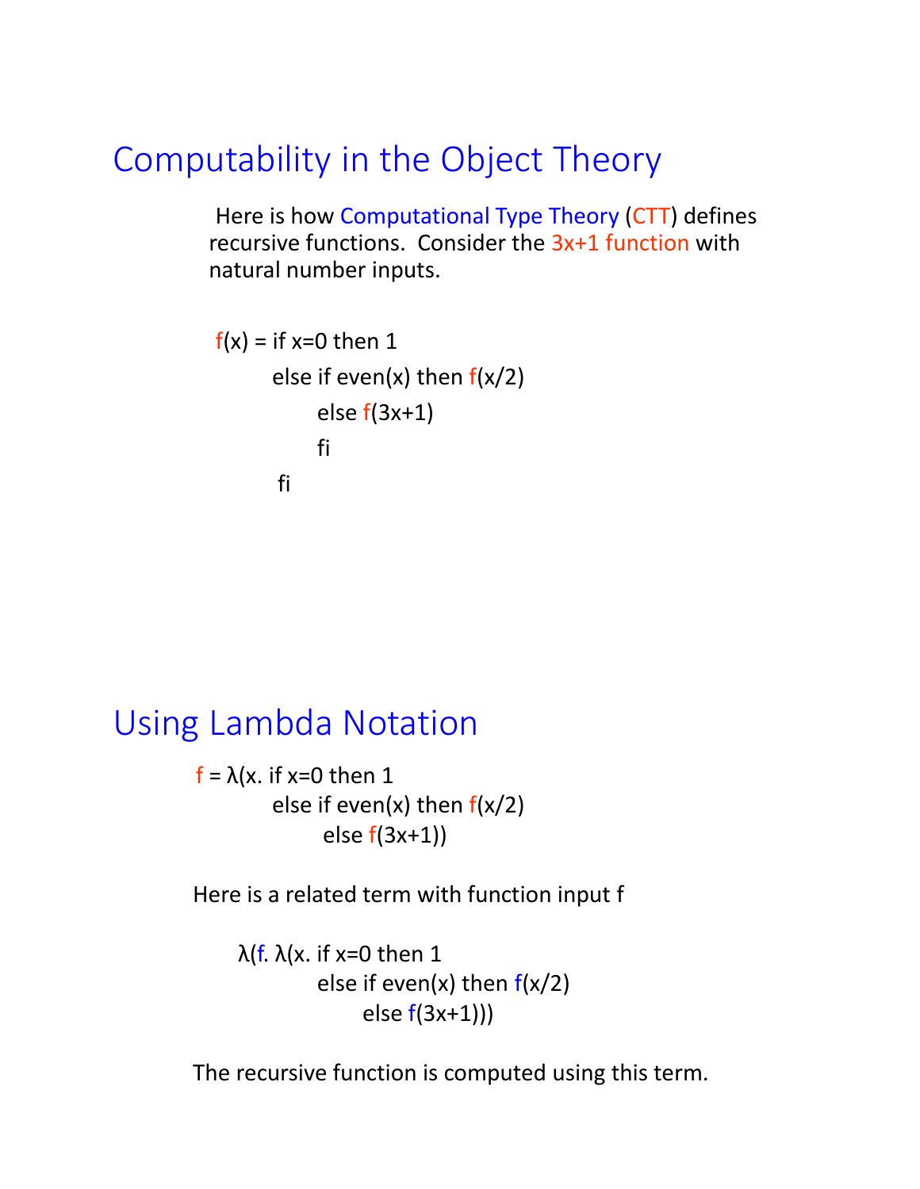# Computability in the Object Theory

Here is how Computational Type Theory (CTT) defines recursive functions. Consider the 3x+1 function with natural number inputs.

```
f(x) = if x=0 then 1
         else if even(x) then f(x/2)
              else f(3x+1)
              fi
         fi
```

# Using Lambda Notation

```
f = λ(x. if x=0 then 1
          else if even(x) then f(x/2)
               else f(3x+1))
```

Here is a related term with function input f

```
λ(f. λ(x. if x=0 then 1
          else if even(x) then f(x/2)
               else f(3x+1)))
```

The recursive function is computed using this term.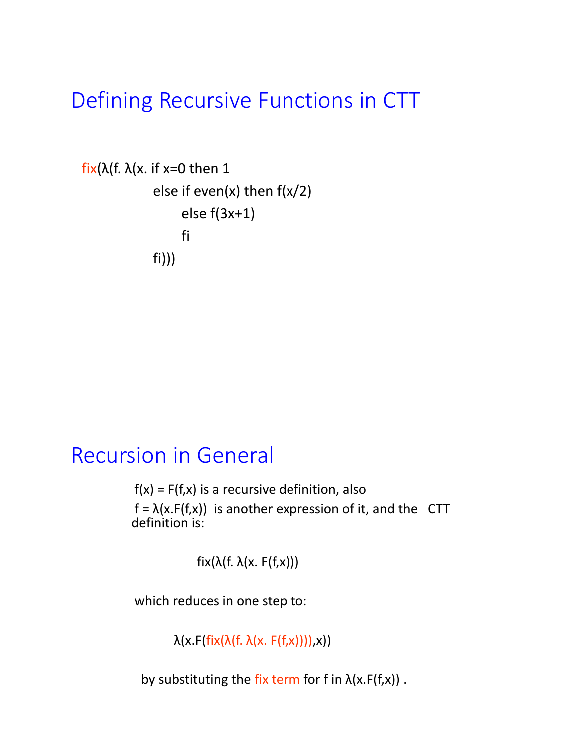# Defining Recursive Functions in CTT

```
fix(λ(f. λ(x. if x=0 then 1
            else if even(x) then f(x/2)
                 else f(3x+1)
                 fi
            fi)))
```

# Recursion in General

f(x) = F(f,x) is a recursive definition, also
f = λ(x.F(f,x)) is another expression of it, and the CTT definition is:

fix(λ(f. λ(x. F(f,x)))

which reduces in one step to:

λ(x.F(fix(λ(f. λ(x. F(f,x)))),x))

by substituting the fix term for f in λ(x.F(f,x)) .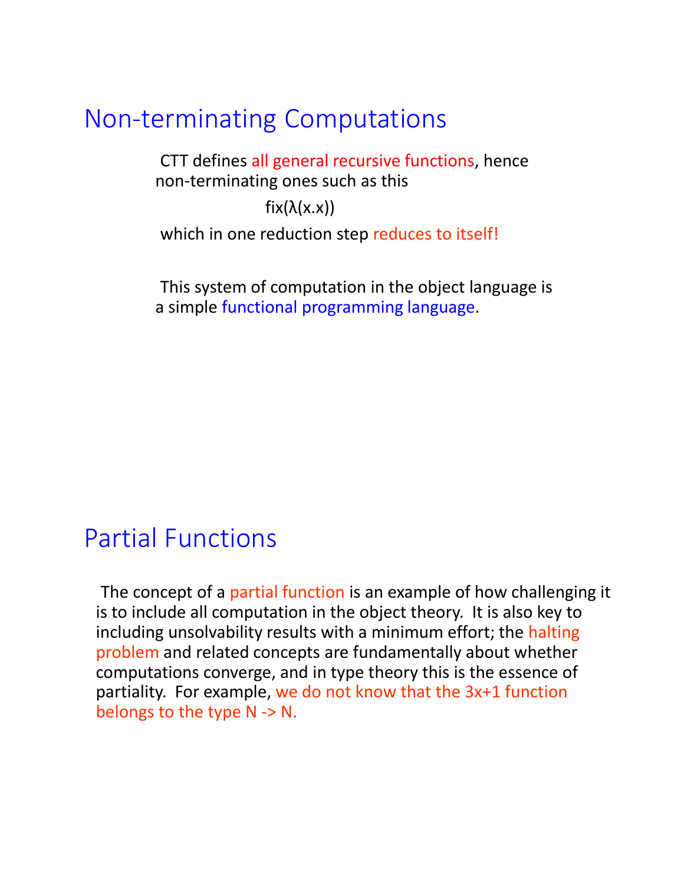# Non-terminating Computations

CTT defines all general recursive functions, hence non-terminating ones such as this

fix(λ(x.x))

which in one reduction step reduces to itself!

This system of computation in the object language is a simple functional programming language.

# Partial Functions

The concept of a partial function is an example of how challenging it is to include all computation in the object theory. It is also key to including unsolvability results with a minimum effort; the halting problem and related concepts are fundamentally about whether computations converge, and in type theory this is the essence of partiality. For example, we do not know that the 3x+1 function belongs to the type N -> N.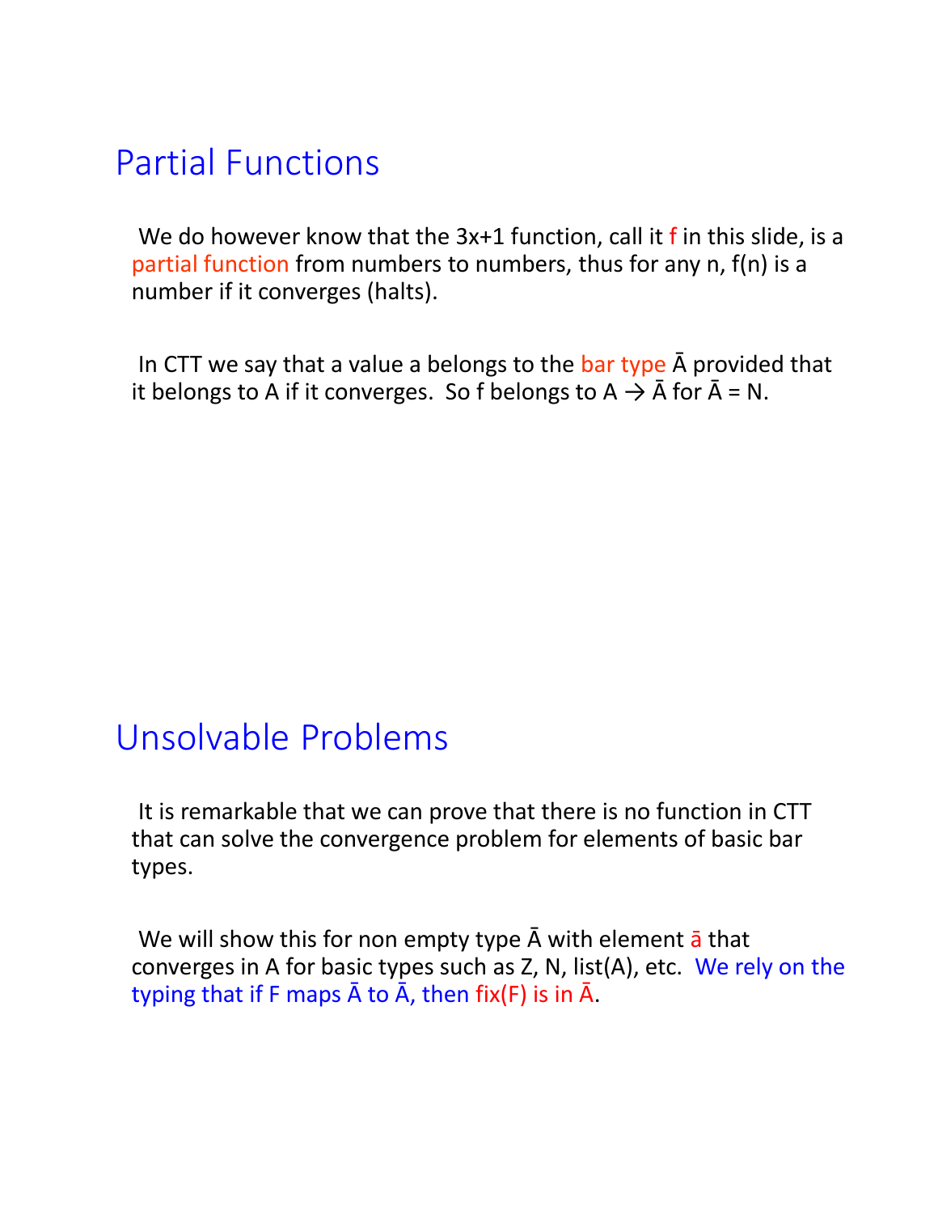# Partial Functions

We do however know that the 3x+1 function, call it f in this slide, is a partial function from numbers to numbers, thus for any n, f(n) is a number if it converges (halts).

In CTT we say that a value a belongs to the bar type $\bar{A}$ provided that it belongs to A if it converges. So f belongs to $A \rightarrow \bar{A}$ for $\bar{A}$ = N.

# Unsolvable Problems

It is remarkable that we can prove that there is no function in CTT that can solve the convergence problem for elements of basic bar types.

We will show this for non empty type $\bar{A}$ with element $\bar{a}$ that converges in A for basic types such as Z, N, list(A), etc. We rely on the typing that if F maps $\bar{A}$ to $\bar{A}$, then fix(F) is in $\bar{A}$.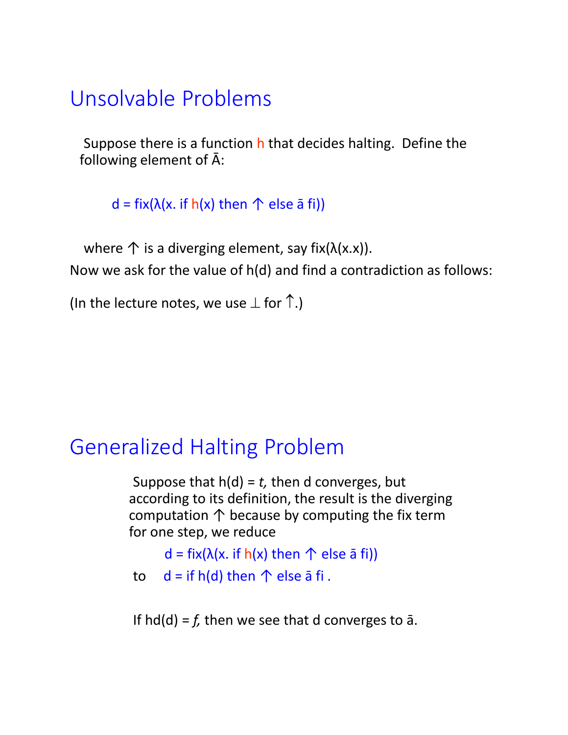# Unsolvable Problems

Suppose there is a function h that decides halting. Define the following element of Ā:

d = fix(λ(x. if h(x) then ↑ else ā fi))

where ↑ is a diverging element, say fix(λ(x.x)).

Now we ask for the value of h(d) and find a contradiction as follows:

(In the lecture notes, we use ⊥ for ↑.)

# Generalized Halting Problem

Suppose that h(d) = *t*, then d converges, but according to its definition, the result is the diverging computation ↑ because by computing the fix term for one step, we reduce

d = fix(λ(x. if h(x) then ↑ else ā fi))

to d = if h(d) then ↑ else ā fi .

If hd(d) = *f*, then we see that d converges to ā.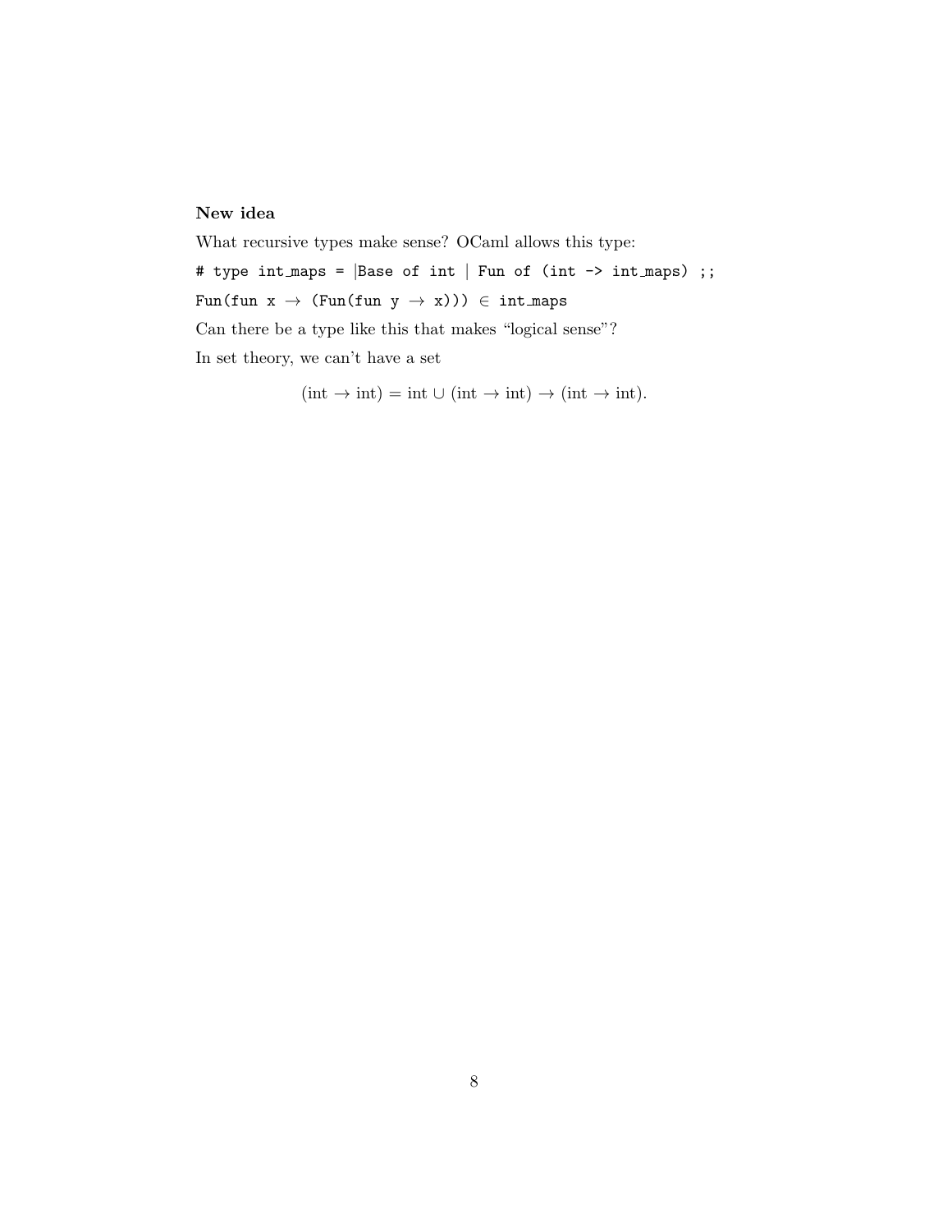**New idea**

What recursive types make sense? OCaml allows this type:

```
# type int_maps = |Base of int | Fun of (int -> int_maps) ;;
```

`Fun(fun x → (Fun(fun y → x)))` ∈ `int_maps`

Can there be a type like this that makes "logical sense"?

In set theory, we can't have a set

$$(\text{int} \to \text{int}) = \text{int} \cup (\text{int} \to \text{int}) \to (\text{int} \to \text{int}).$$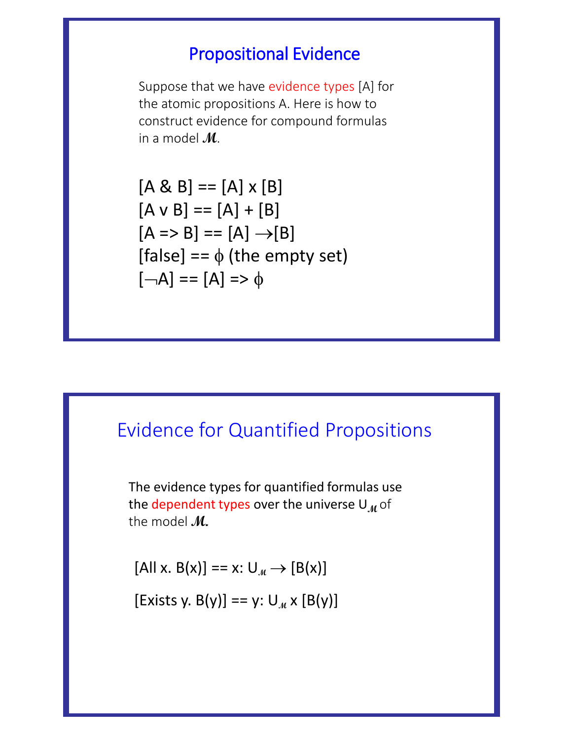## Propositional Evidence

Suppose that we have evidence types [A] for the atomic propositions A. Here is how to construct evidence for compound formulas in a model $\mathcal{M}$.

[A & B] == [A] x [B]
[A v B] == [A] + [B]
[A => B] == [A] $\rightarrow$[B]
[false] == $\phi$ (the empty set)
[$\neg$A] == [A] => $\phi$

## Evidence for Quantified Propositions

The evidence types for quantified formulas use the dependent types over the universe $U_{\mathcal{M}}$ of the model $\mathcal{M}$.

[All x. B(x)] == x: $U_{\mathcal{M}} \rightarrow$ [B(x)]

[Exists y. B(y)] == y: $U_{\mathcal{M}}$ x [B(y)]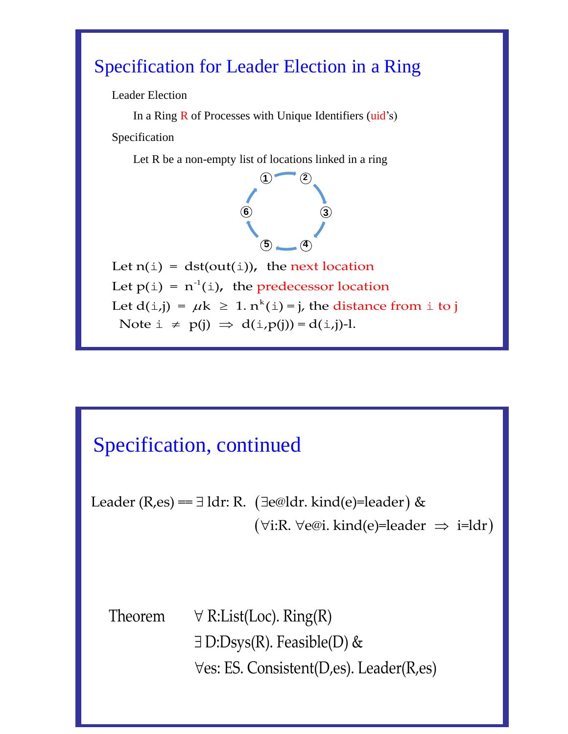## Specification for Leader Election in a Ring

Leader Election

In a Ring R of Processes with Unique Identifiers (uid's)

Specification

Let R be a non-empty list of locations linked in a ring

1 2 3 4 5 6

Let $n(i) = dst(out(i))$, the next location

Let $p(i) = n^{-1}(i)$, the predecessor location

Let $d(i,j) = \mu k \geq 1.\ n^k(i) = j$, the distance from i to j

Note $i \neq p(j) \Rightarrow d(i,p(j)) = d(i,j)-1$.

## Specification, continued

$$Leader(R,es) == \exists\, ldr{:}\, R.\ \big(\exists e@ldr.\ kind(e)=leader\big)\ \&\ \big(\forall i{:}R.\ \forall e@i.\ kind(e)=leader \Rightarrow i=ldr\big)$$

Theorem $\forall\, R{:}List(Loc).\ Ring(R)$

$\exists\, D{:}Dsys(R).\ Feasible(D)\ \&$

$\forall es{:}\ ES.\ Consistent(D,es).\ Leader(R,es)$